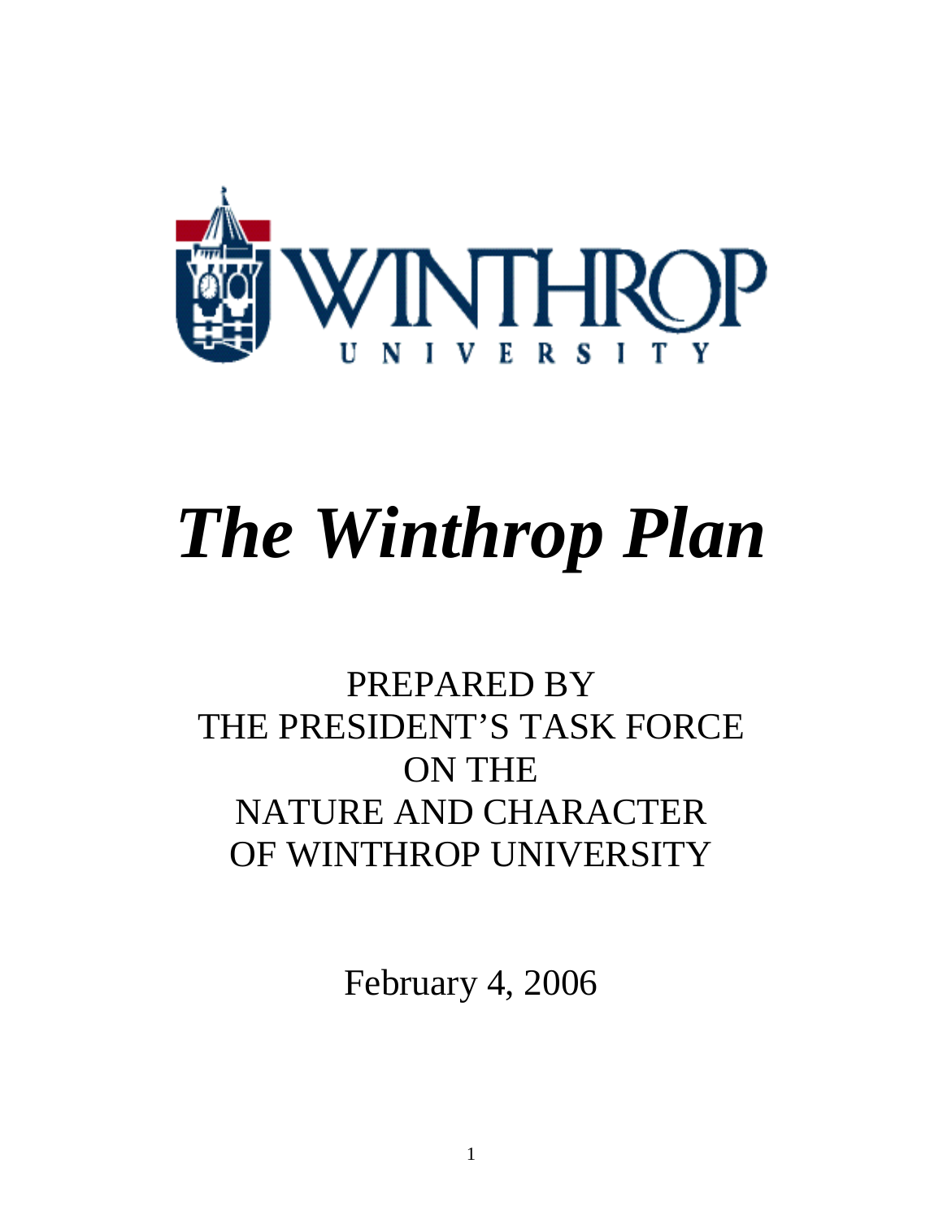WINTHROP UNIVERSITY

# *The Winthrop Plan*

PREPARED BY
THE PRESIDENT'S TASK FORCE
ON THE
NATURE AND CHARACTER
OF WINTHROP UNIVERSITY

February 4, 2006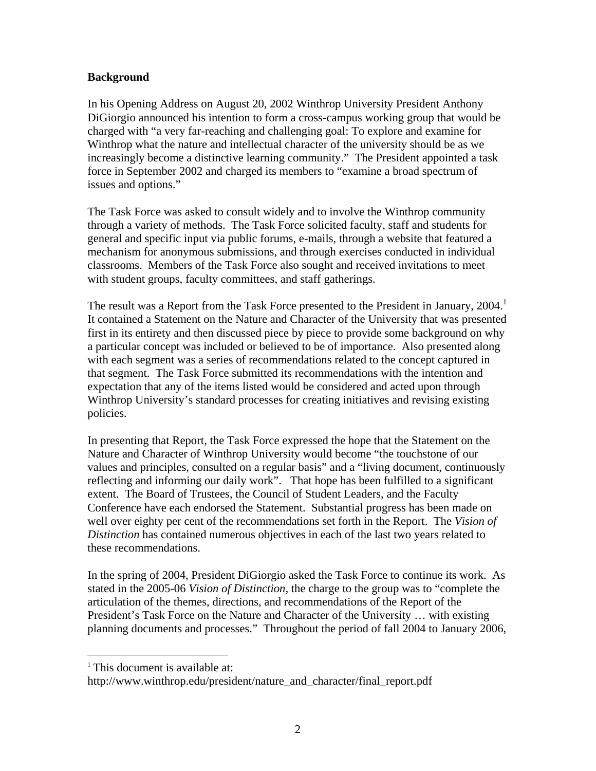## Background

In his Opening Address on August 20, 2002 Winthrop University President Anthony DiGiorgio announced his intention to form a cross-campus working group that would be charged with "a very far-reaching and challenging goal: To explore and examine for Winthrop what the nature and intellectual character of the university should be as we increasingly become a distinctive learning community." The President appointed a task force in September 2002 and charged its members to "examine a broad spectrum of issues and options."

The Task Force was asked to consult widely and to involve the Winthrop community through a variety of methods. The Task Force solicited faculty, staff and students for general and specific input via public forums, e-mails, through a website that featured a mechanism for anonymous submissions, and through exercises conducted in individual classrooms. Members of the Task Force also sought and received invitations to meet with student groups, faculty committees, and staff gatherings.

The result was a Report from the Task Force presented to the President in January, 2004.[1] It contained a Statement on the Nature and Character of the University that was presented first in its entirety and then discussed piece by piece to provide some background on why a particular concept was included or believed to be of importance. Also presented along with each segment was a series of recommendations related to the concept captured in that segment. The Task Force submitted its recommendations with the intention and expectation that any of the items listed would be considered and acted upon through Winthrop University's standard processes for creating initiatives and revising existing policies.

In presenting that Report, the Task Force expressed the hope that the Statement on the Nature and Character of Winthrop University would become "the touchstone of our values and principles, consulted on a regular basis" and a "living document, continuously reflecting and informing our daily work". That hope has been fulfilled to a significant extent. The Board of Trustees, the Council of Student Leaders, and the Faculty Conference have each endorsed the Statement. Substantial progress has been made on well over eighty per cent of the recommendations set forth in the Report. The *Vision of Distinction* has contained numerous objectives in each of the last two years related to these recommendations.

In the spring of 2004, President DiGiorgio asked the Task Force to continue its work. As stated in the 2005-06 *Vision of Distinction*, the charge to the group was to "complete the articulation of the themes, directions, and recommendations of the Report of the President's Task Force on the Nature and Character of the University … with existing planning documents and processes." Throughout the period of fall 2004 to January 2006,

[1] This document is available at: http://www.winthrop.edu/president/nature_and_character/final_report.pdf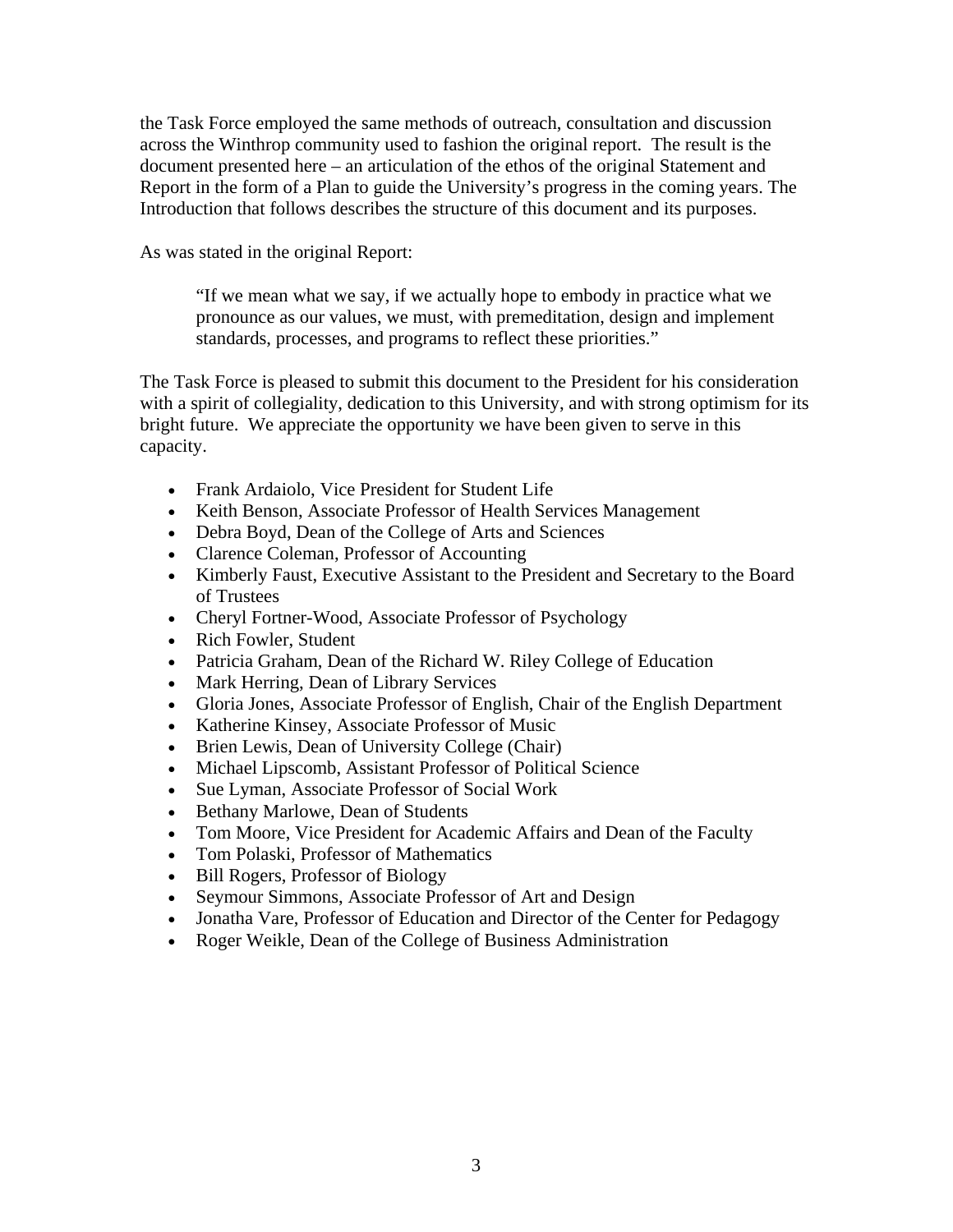the Task Force employed the same methods of outreach, consultation and discussion across the Winthrop community used to fashion the original report. The result is the document presented here – an articulation of the ethos of the original Statement and Report in the form of a Plan to guide the University's progress in the coming years. The Introduction that follows describes the structure of this document and its purposes.

As was stated in the original Report:

> "If we mean what we say, if we actually hope to embody in practice what we pronounce as our values, we must, with premeditation, design and implement standards, processes, and programs to reflect these priorities."

The Task Force is pleased to submit this document to the President for his consideration with a spirit of collegiality, dedication to this University, and with strong optimism for its bright future. We appreciate the opportunity we have been given to serve in this capacity.

- Frank Ardaiolo, Vice President for Student Life
- Keith Benson, Associate Professor of Health Services Management
- Debra Boyd, Dean of the College of Arts and Sciences
- Clarence Coleman, Professor of Accounting
- Kimberly Faust, Executive Assistant to the President and Secretary to the Board of Trustees
- Cheryl Fortner-Wood, Associate Professor of Psychology
- Rich Fowler, Student
- Patricia Graham, Dean of the Richard W. Riley College of Education
- Mark Herring, Dean of Library Services
- Gloria Jones, Associate Professor of English, Chair of the English Department
- Katherine Kinsey, Associate Professor of Music
- Brien Lewis, Dean of University College (Chair)
- Michael Lipscomb, Assistant Professor of Political Science
- Sue Lyman, Associate Professor of Social Work
- Bethany Marlowe, Dean of Students
- Tom Moore, Vice President for Academic Affairs and Dean of the Faculty
- Tom Polaski, Professor of Mathematics
- Bill Rogers, Professor of Biology
- Seymour Simmons, Associate Professor of Art and Design
- Jonatha Vare, Professor of Education and Director of the Center for Pedagogy
- Roger Weikle, Dean of the College of Business Administration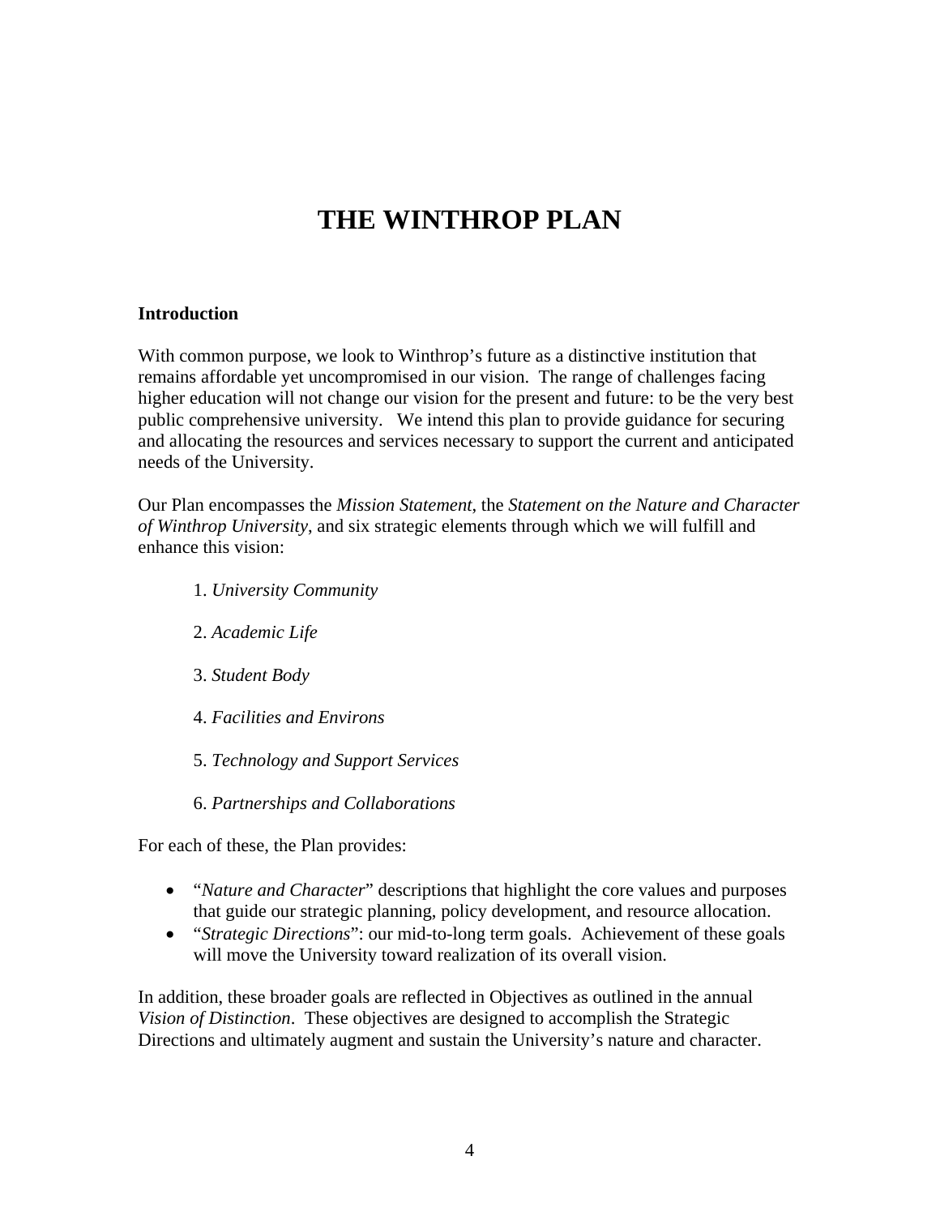# THE WINTHROP PLAN

**Introduction**

With common purpose, we look to Winthrop's future as a distinctive institution that remains affordable yet uncompromised in our vision. The range of challenges facing higher education will not change our vision for the present and future: to be the very best public comprehensive university. We intend this plan to provide guidance for securing and allocating the resources and services necessary to support the current and anticipated needs of the University.

Our Plan encompasses the *Mission Statement*, the *Statement on the Nature and Character of Winthrop University*, and six strategic elements through which we will fulfill and enhance this vision:

1. *University Community*
2. *Academic Life*
3. *Student Body*
4. *Facilities and Environs*
5. *Technology and Support Services*
6. *Partnerships and Collaborations*

For each of these, the Plan provides:

- "*Nature and Character*" descriptions that highlight the core values and purposes that guide our strategic planning, policy development, and resource allocation.
- "*Strategic Directions*": our mid-to-long term goals. Achievement of these goals will move the University toward realization of its overall vision.

In addition, these broader goals are reflected in Objectives as outlined in the annual *Vision of Distinction*. These objectives are designed to accomplish the Strategic Directions and ultimately augment and sustain the University's nature and character.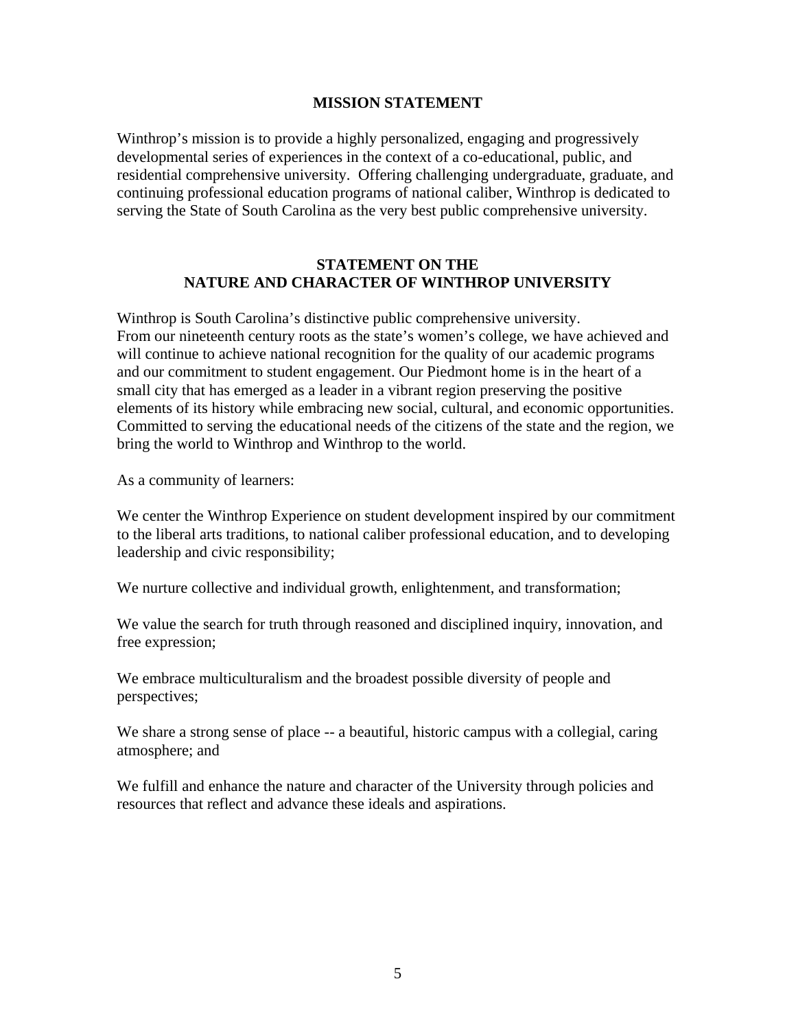## MISSION STATEMENT

Winthrop's mission is to provide a highly personalized, engaging and progressively developmental series of experiences in the context of a co-educational, public, and residential comprehensive university. Offering challenging undergraduate, graduate, and continuing professional education programs of national caliber, Winthrop is dedicated to serving the State of South Carolina as the very best public comprehensive university.

## STATEMENT ON THE NATURE AND CHARACTER OF WINTHROP UNIVERSITY

Winthrop is South Carolina's distinctive public comprehensive university. From our nineteenth century roots as the state's women's college, we have achieved and will continue to achieve national recognition for the quality of our academic programs and our commitment to student engagement. Our Piedmont home is in the heart of a small city that has emerged as a leader in a vibrant region preserving the positive elements of its history while embracing new social, cultural, and economic opportunities. Committed to serving the educational needs of the citizens of the state and the region, we bring the world to Winthrop and Winthrop to the world.

As a community of learners:

We center the Winthrop Experience on student development inspired by our commitment to the liberal arts traditions, to national caliber professional education, and to developing leadership and civic responsibility;

We nurture collective and individual growth, enlightenment, and transformation;

We value the search for truth through reasoned and disciplined inquiry, innovation, and free expression;

We embrace multiculturalism and the broadest possible diversity of people and perspectives;

We share a strong sense of place -- a beautiful, historic campus with a collegial, caring atmosphere; and

We fulfill and enhance the nature and character of the University through policies and resources that reflect and advance these ideals and aspirations.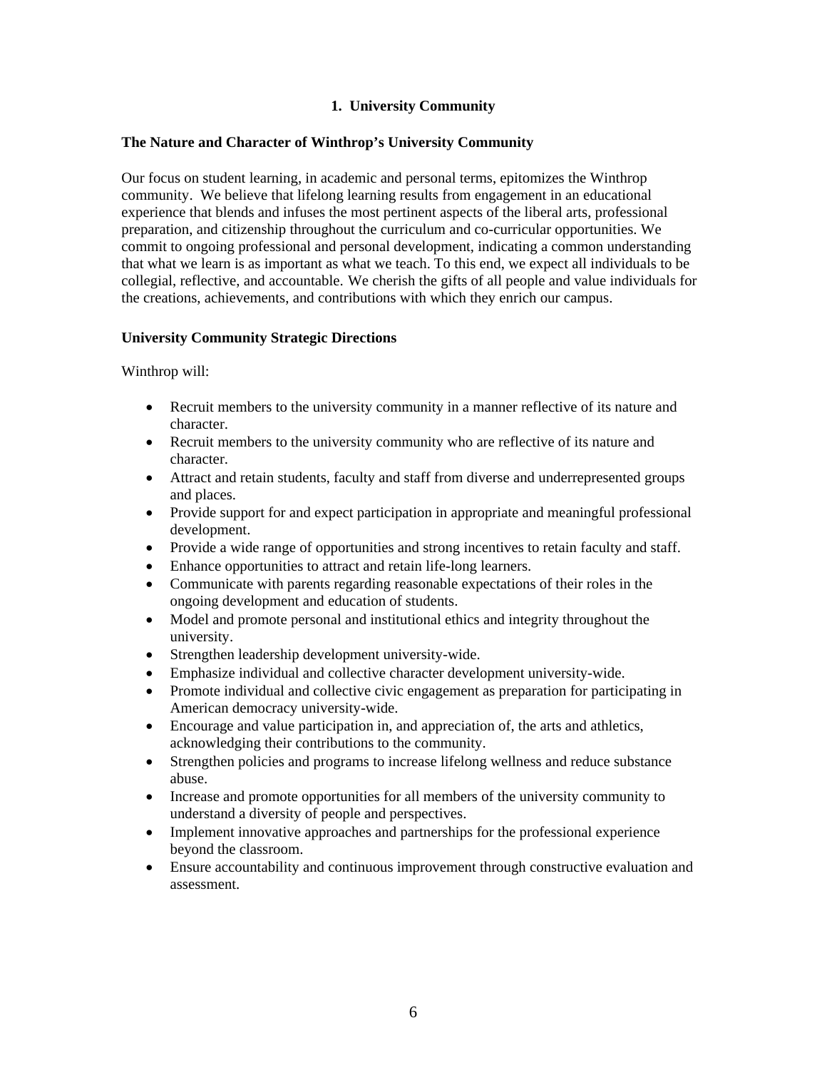## 1. University Community

### The Nature and Character of Winthrop's University Community

Our focus on student learning, in academic and personal terms, epitomizes the Winthrop community. We believe that lifelong learning results from engagement in an educational experience that blends and infuses the most pertinent aspects of the liberal arts, professional preparation, and citizenship throughout the curriculum and co-curricular opportunities. We commit to ongoing professional and personal development, indicating a common understanding that what we learn is as important as what we teach. To this end, we expect all individuals to be collegial, reflective, and accountable. We cherish the gifts of all people and value individuals for the creations, achievements, and contributions with which they enrich our campus.

### University Community Strategic Directions

Winthrop will:

- Recruit members to the university community in a manner reflective of its nature and character.
- Recruit members to the university community who are reflective of its nature and character.
- Attract and retain students, faculty and staff from diverse and underrepresented groups and places.
- Provide support for and expect participation in appropriate and meaningful professional development.
- Provide a wide range of opportunities and strong incentives to retain faculty and staff.
- Enhance opportunities to attract and retain life-long learners.
- Communicate with parents regarding reasonable expectations of their roles in the ongoing development and education of students.
- Model and promote personal and institutional ethics and integrity throughout the university.
- Strengthen leadership development university-wide.
- Emphasize individual and collective character development university-wide.
- Promote individual and collective civic engagement as preparation for participating in American democracy university-wide.
- Encourage and value participation in, and appreciation of, the arts and athletics, acknowledging their contributions to the community.
- Strengthen policies and programs to increase lifelong wellness and reduce substance abuse.
- Increase and promote opportunities for all members of the university community to understand a diversity of people and perspectives.
- Implement innovative approaches and partnerships for the professional experience beyond the classroom.
- Ensure accountability and continuous improvement through constructive evaluation and assessment.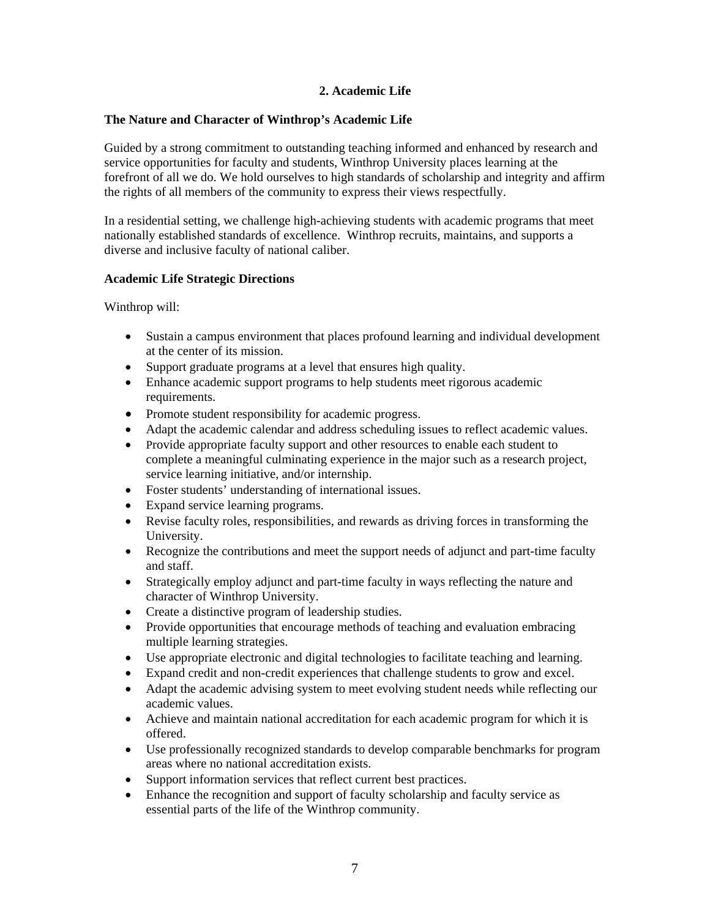## 2. Academic Life

### The Nature and Character of Winthrop's Academic Life

Guided by a strong commitment to outstanding teaching informed and enhanced by research and service opportunities for faculty and students, Winthrop University places learning at the forefront of all we do. We hold ourselves to high standards of scholarship and integrity and affirm the rights of all members of the community to express their views respectfully.

In a residential setting, we challenge high-achieving students with academic programs that meet nationally established standards of excellence. Winthrop recruits, maintains, and supports a diverse and inclusive faculty of national caliber.

### Academic Life Strategic Directions

Winthrop will:

- Sustain a campus environment that places profound learning and individual development at the center of its mission.
- Support graduate programs at a level that ensures high quality.
- Enhance academic support programs to help students meet rigorous academic requirements.
- Promote student responsibility for academic progress.
- Adapt the academic calendar and address scheduling issues to reflect academic values.
- Provide appropriate faculty support and other resources to enable each student to complete a meaningful culminating experience in the major such as a research project, service learning initiative, and/or internship.
- Foster students' understanding of international issues.
- Expand service learning programs.
- Revise faculty roles, responsibilities, and rewards as driving forces in transforming the University.
- Recognize the contributions and meet the support needs of adjunct and part-time faculty and staff.
- Strategically employ adjunct and part-time faculty in ways reflecting the nature and character of Winthrop University.
- Create a distinctive program of leadership studies.
- Provide opportunities that encourage methods of teaching and evaluation embracing multiple learning strategies.
- Use appropriate electronic and digital technologies to facilitate teaching and learning.
- Expand credit and non-credit experiences that challenge students to grow and excel.
- Adapt the academic advising system to meet evolving student needs while reflecting our academic values.
- Achieve and maintain national accreditation for each academic program for which it is offered.
- Use professionally recognized standards to develop comparable benchmarks for program areas where no national accreditation exists.
- Support information services that reflect current best practices.
- Enhance the recognition and support of faculty scholarship and faculty service as essential parts of the life of the Winthrop community.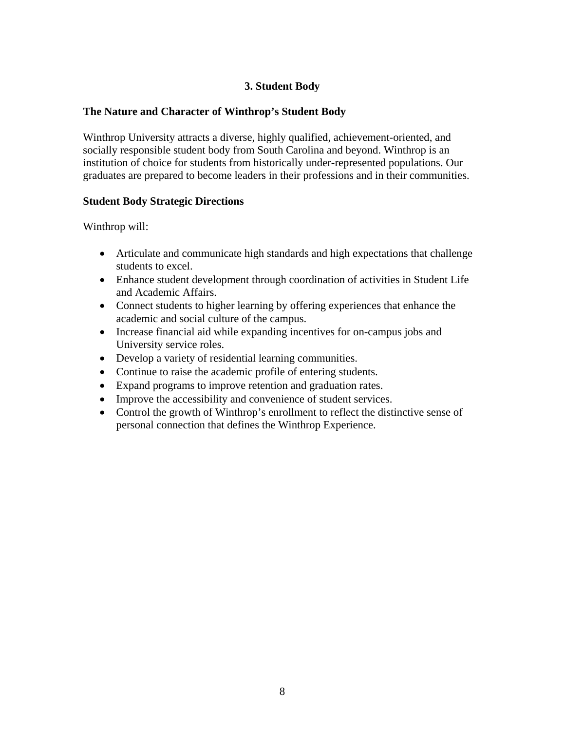## 3. Student Body

### The Nature and Character of Winthrop's Student Body

Winthrop University attracts a diverse, highly qualified, achievement-oriented, and socially responsible student body from South Carolina and beyond. Winthrop is an institution of choice for students from historically under-represented populations. Our graduates are prepared to become leaders in their professions and in their communities.

### Student Body Strategic Directions

Winthrop will:

- Articulate and communicate high standards and high expectations that challenge students to excel.
- Enhance student development through coordination of activities in Student Life and Academic Affairs.
- Connect students to higher learning by offering experiences that enhance the academic and social culture of the campus.
- Increase financial aid while expanding incentives for on-campus jobs and University service roles.
- Develop a variety of residential learning communities.
- Continue to raise the academic profile of entering students.
- Expand programs to improve retention and graduation rates.
- Improve the accessibility and convenience of student services.
- Control the growth of Winthrop's enrollment to reflect the distinctive sense of personal connection that defines the Winthrop Experience.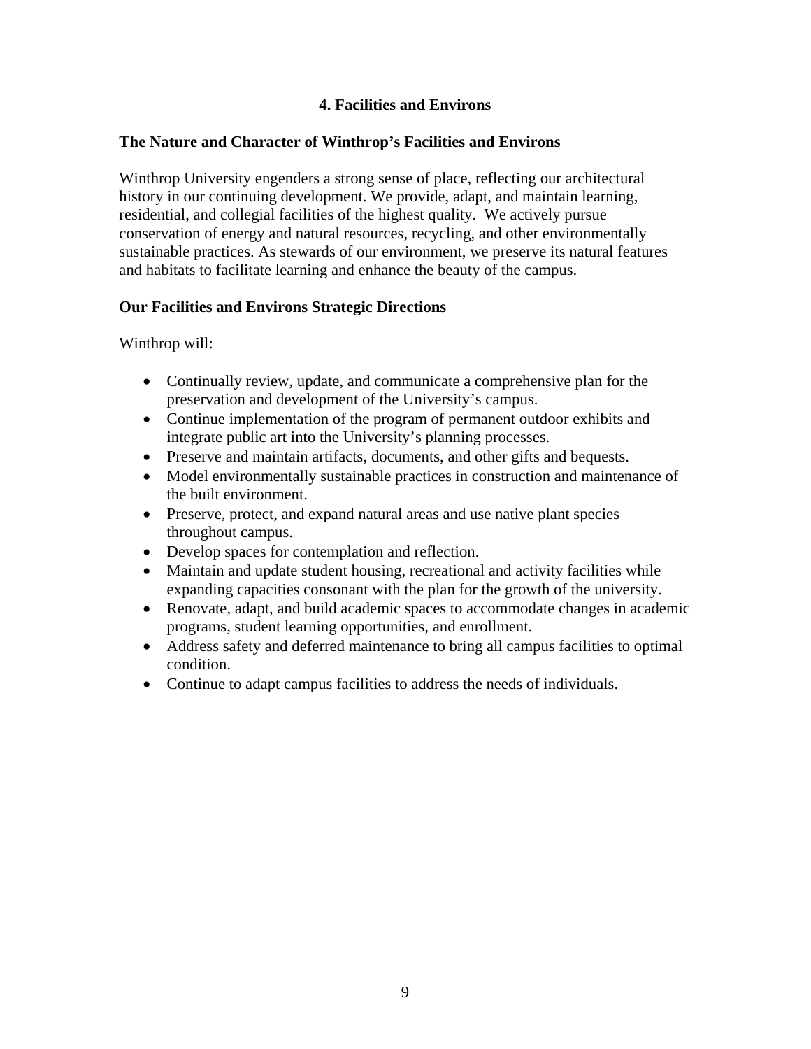## 4. Facilities and Environs

### The Nature and Character of Winthrop's Facilities and Environs

Winthrop University engenders a strong sense of place, reflecting our architectural history in our continuing development. We provide, adapt, and maintain learning, residential, and collegial facilities of the highest quality. We actively pursue conservation of energy and natural resources, recycling, and other environmentally sustainable practices. As stewards of our environment, we preserve its natural features and habitats to facilitate learning and enhance the beauty of the campus.

### Our Facilities and Environs Strategic Directions

Winthrop will:

- Continually review, update, and communicate a comprehensive plan for the preservation and development of the University's campus.
- Continue implementation of the program of permanent outdoor exhibits and integrate public art into the University's planning processes.
- Preserve and maintain artifacts, documents, and other gifts and bequests.
- Model environmentally sustainable practices in construction and maintenance of the built environment.
- Preserve, protect, and expand natural areas and use native plant species throughout campus.
- Develop spaces for contemplation and reflection.
- Maintain and update student housing, recreational and activity facilities while expanding capacities consonant with the plan for the growth of the university.
- Renovate, adapt, and build academic spaces to accommodate changes in academic programs, student learning opportunities, and enrollment.
- Address safety and deferred maintenance to bring all campus facilities to optimal condition.
- Continue to adapt campus facilities to address the needs of individuals.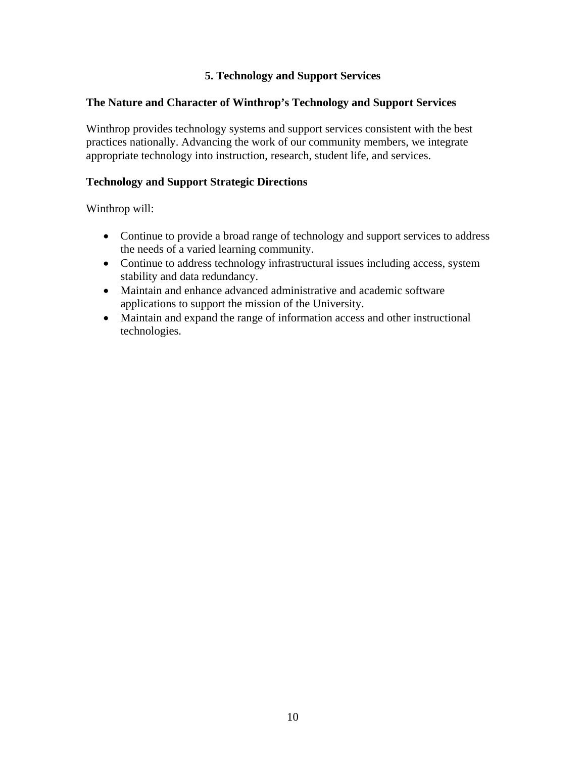## 5. Technology and Support Services

### The Nature and Character of Winthrop's Technology and Support Services

Winthrop provides technology systems and support services consistent with the best practices nationally. Advancing the work of our community members, we integrate appropriate technology into instruction, research, student life, and services.

### Technology and Support Strategic Directions

Winthrop will:

- Continue to provide a broad range of technology and support services to address the needs of a varied learning community.
- Continue to address technology infrastructural issues including access, system stability and data redundancy.
- Maintain and enhance advanced administrative and academic software applications to support the mission of the University.
- Maintain and expand the range of information access and other instructional technologies.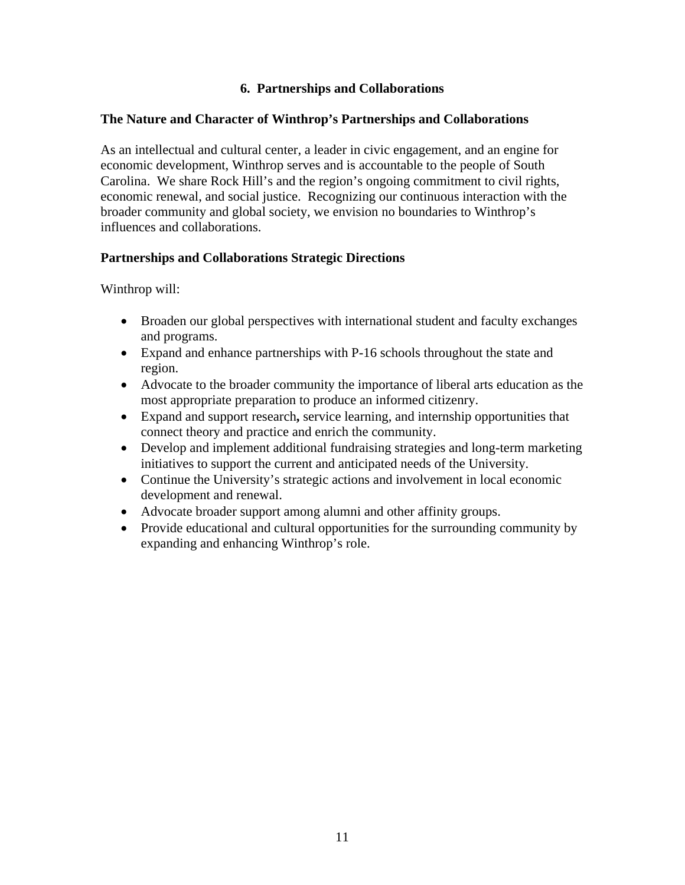## 6. Partnerships and Collaborations

### The Nature and Character of Winthrop's Partnerships and Collaborations

As an intellectual and cultural center, a leader in civic engagement, and an engine for economic development, Winthrop serves and is accountable to the people of South Carolina. We share Rock Hill's and the region's ongoing commitment to civil rights, economic renewal, and social justice. Recognizing our continuous interaction with the broader community and global society, we envision no boundaries to Winthrop's influences and collaborations.

### Partnerships and Collaborations Strategic Directions

Winthrop will:

- Broaden our global perspectives with international student and faculty exchanges and programs.
- Expand and enhance partnerships with P-16 schools throughout the state and region.
- Advocate to the broader community the importance of liberal arts education as the most appropriate preparation to produce an informed citizenry.
- Expand and support research**,** service learning, and internship opportunities that connect theory and practice and enrich the community.
- Develop and implement additional fundraising strategies and long-term marketing initiatives to support the current and anticipated needs of the University.
- Continue the University's strategic actions and involvement in local economic development and renewal.
- Advocate broader support among alumni and other affinity groups.
- Provide educational and cultural opportunities for the surrounding community by expanding and enhancing Winthrop's role.